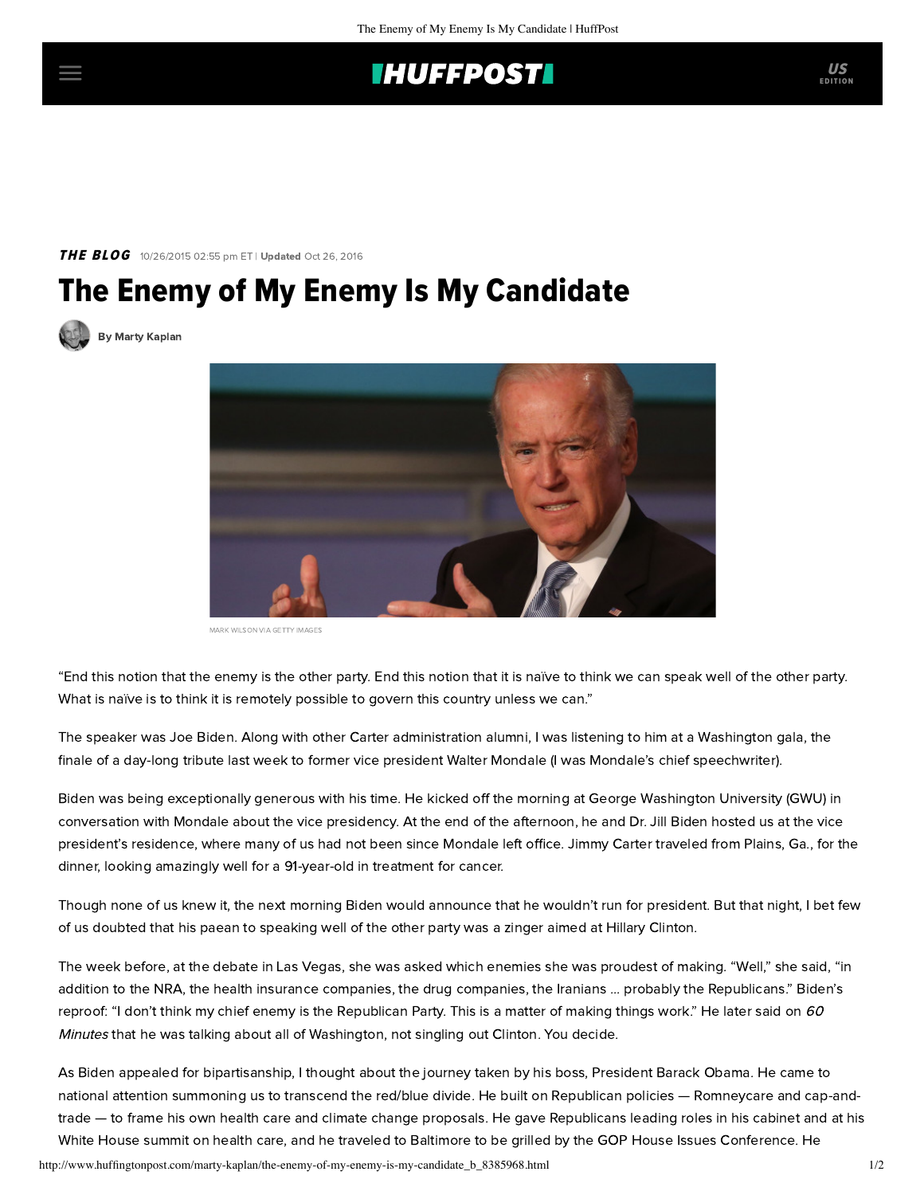**THE BLOG** 10/26/2015 02:55 pm ET | **Updated** Oct 26, 2016

# The Enemy of My Enemy Is My Candidate

By Marty Kaplan

MARK WILSON VIA GETTY IMAGES

"End this notion that the enemy is the other party. End this notion that it is naïve to think we can speak well of the other party. What is naïve is to think it is remotely possible to govern this country unless we can."

The speaker was Joe Biden. Along with other Carter administration alumni, I was listening to him at a Washington gala, the finale of a day-long tribute last week to former vice president Walter Mondale (I was Mondale's chief speechwriter).

Biden was being exceptionally generous with his time. He kicked off the morning at George Washington University (GWU) in conversation with Mondale about the vice presidency. At the end of the afternoon, he and Dr. Jill Biden hosted us at the vice president's residence, where many of us had not been since Mondale left office. Jimmy Carter traveled from Plains, Ga., for the dinner, looking amazingly well for a 91-year-old in treatment for cancer.

Though none of us knew it, the next morning Biden would announce that he wouldn't run for president. But that night, I bet few of us doubted that his paean to speaking well of the other party was a zinger aimed at Hillary Clinton.

The week before, at the debate in Las Vegas, she was asked which enemies she was proudest of making. "Well," she said, "in addition to the NRA, the health insurance companies, the drug companies, the Iranians ... probably the Republicans." Biden's reproof: "I don't think my chief enemy is the Republican Party. This is a matter of making things work." He later said on *60 Minutes* that he was talking about all of Washington, not singling out Clinton. You decide.

As Biden appealed for bipartisanship, I thought about the journey taken by his boss, President Barack Obama. He came to national attention summoning us to transcend the red/blue divide. He built on Republican policies — Romneycare and cap-and-trade — to frame his own health care and climate change proposals. He gave Republicans leading roles in his cabinet and at his White House summit on health care, and he traveled to Baltimore to be grilled by the GOP House Issues Conference. He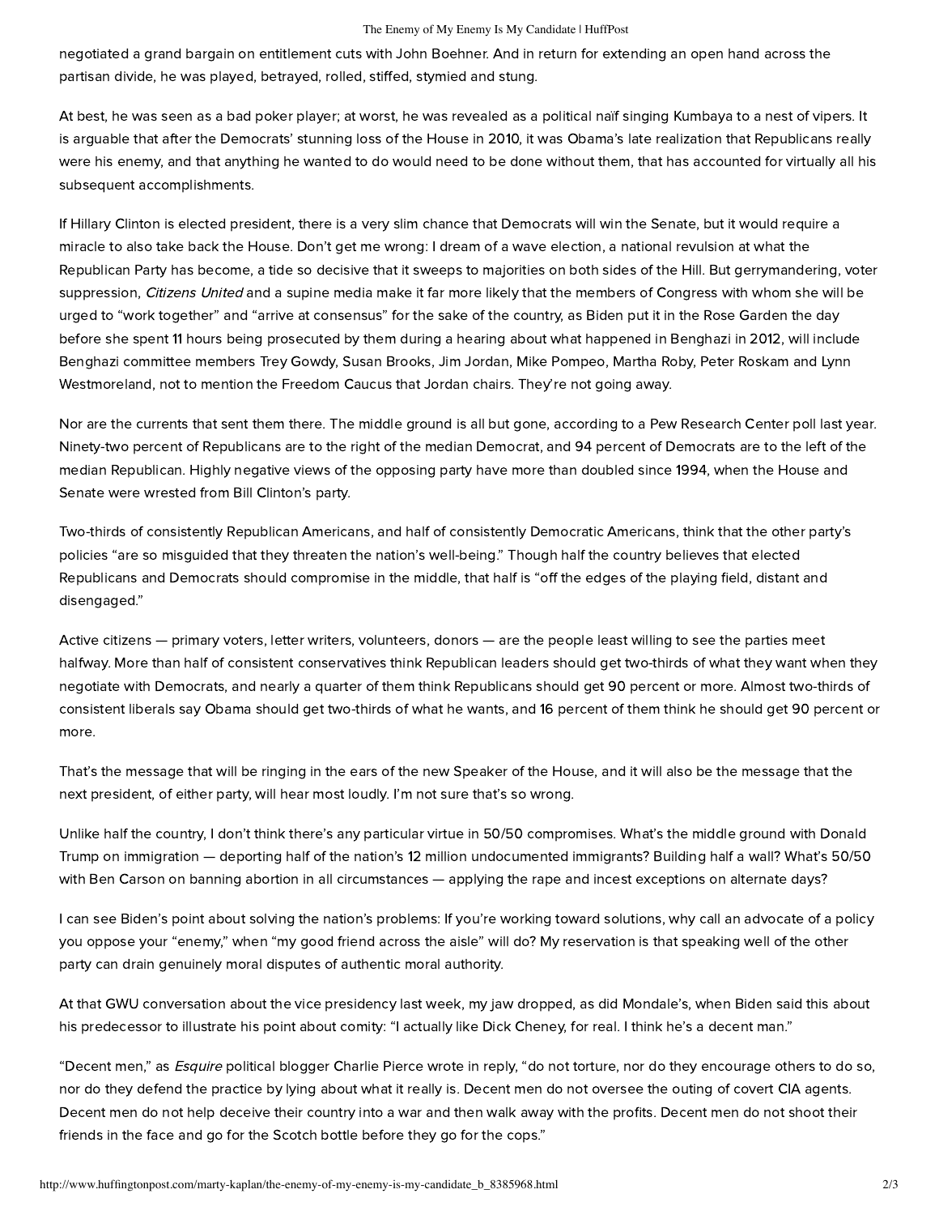negotiated a grand bargain on entitlement cuts with John Boehner. And in return for extending an open hand across the partisan divide, he was played, betrayed, rolled, stiffed, stymied and stung.

At best, he was seen as a bad poker player; at worst, he was revealed as a political naïf singing Kumbaya to a nest of vipers. It is arguable that after the Democrats' stunning loss of the House in 2010, it was Obama's late realization that Republicans really were his enemy, and that anything he wanted to do would need to be done without them, that has accounted for virtually all his subsequent accomplishments.

If Hillary Clinton is elected president, there is a very slim chance that Democrats will win the Senate, but it would require a miracle to also take back the House. Don't get me wrong: I dream of a wave election, a national revulsion at what the Republican Party has become, a tide so decisive that it sweeps to majorities on both sides of the Hill. But gerrymandering, voter suppression, *Citizens United* and a supine media make it far more likely that the members of Congress with whom she will be urged to "work together" and "arrive at consensus" for the sake of the country, as Biden put it in the Rose Garden the day before she spent 11 hours being prosecuted by them during a hearing about what happened in Benghazi in 2012, will include Benghazi committee members Trey Gowdy, Susan Brooks, Jim Jordan, Mike Pompeo, Martha Roby, Peter Roskam and Lynn Westmoreland, not to mention the Freedom Caucus that Jordan chairs. They're not going away.

Nor are the currents that sent them there. The middle ground is all but gone, according to a Pew Research Center poll last year. Ninety-two percent of Republicans are to the right of the median Democrat, and 94 percent of Democrats are to the left of the median Republican. Highly negative views of the opposing party have more than doubled since 1994, when the House and Senate were wrested from Bill Clinton's party.

Two-thirds of consistently Republican Americans, and half of consistently Democratic Americans, think that the other party's policies "are so misguided that they threaten the nation's well-being." Though half the country believes that elected Republicans and Democrats should compromise in the middle, that half is "off the edges of the playing field, distant and disengaged."

Active citizens — primary voters, letter writers, volunteers, donors — are the people least willing to see the parties meet halfway. More than half of consistent conservatives think Republican leaders should get two-thirds of what they want when they negotiate with Democrats, and nearly a quarter of them think Republicans should get 90 percent or more. Almost two-thirds of consistent liberals say Obama should get two-thirds of what he wants, and 16 percent of them think he should get 90 percent or more.

That's the message that will be ringing in the ears of the new Speaker of the House, and it will also be the message that the next president, of either party, will hear most loudly. I'm not sure that's so wrong.

Unlike half the country, I don't think there's any particular virtue in 50/50 compromises. What's the middle ground with Donald Trump on immigration — deporting half of the nation's 12 million undocumented immigrants? Building half a wall? What's 50/50 with Ben Carson on banning abortion in all circumstances — applying the rape and incest exceptions on alternate days?

I can see Biden's point about solving the nation's problems: If you're working toward solutions, why call an advocate of a policy you oppose your "enemy," when "my good friend across the aisle" will do? My reservation is that speaking well of the other party can drain genuinely moral disputes of authentic moral authority.

At that GWU conversation about the vice presidency last week, my jaw dropped, as did Mondale's, when Biden said this about his predecessor to illustrate his point about comity: "I actually like Dick Cheney, for real. I think he's a decent man."

"Decent men," as *Esquire* political blogger Charlie Pierce wrote in reply, "do not torture, nor do they encourage others to do so, nor do they defend the practice by lying about what it really is. Decent men do not oversee the outing of covert CIA agents. Decent men do not help deceive their country into a war and then walk away with the profits. Decent men do not shoot their friends in the face and go for the Scotch bottle before they go for the cops."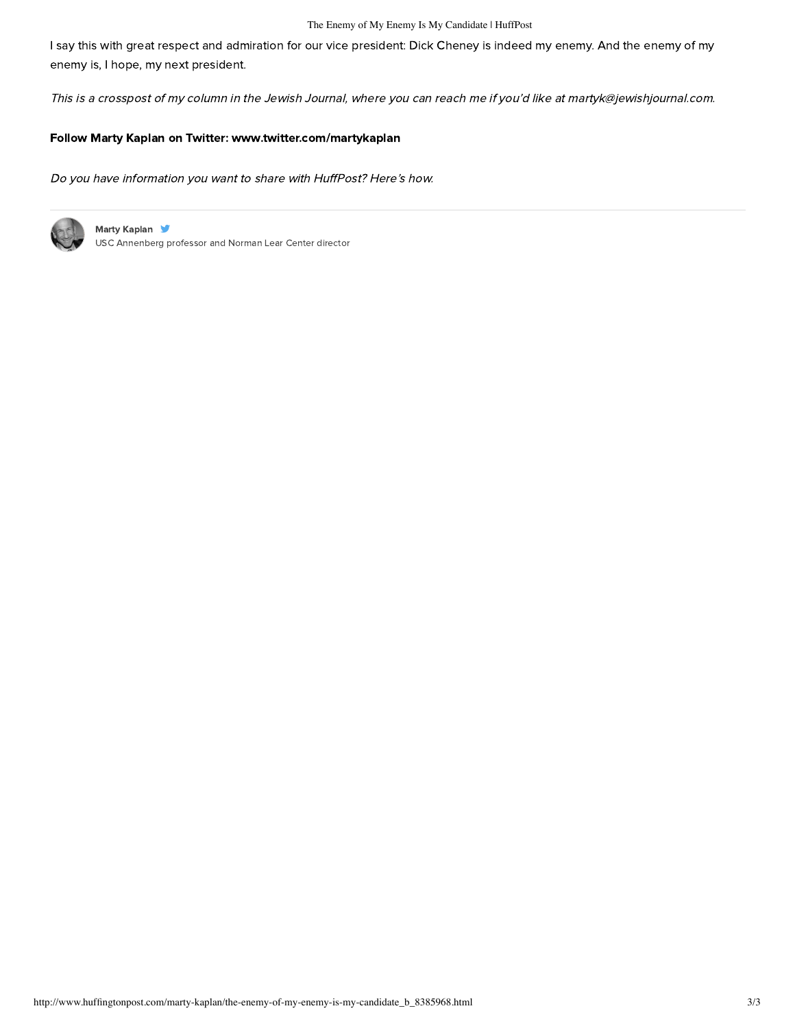I say this with great respect and admiration for our vice president: Dick Cheney is indeed my enemy. And the enemy of my enemy is, I hope, my next president.

*This is a crosspost of my column in the Jewish Journal, where you can reach me if you'd like at martyk@jewishjournal.com.*

**Follow Marty Kaplan on Twitter: www.twitter.com/martykaplan**

*Do you have information you want to share with HuffPost? Here's how.*

---

**Marty Kaplan**
USC Annenberg professor and Norman Lear Center director